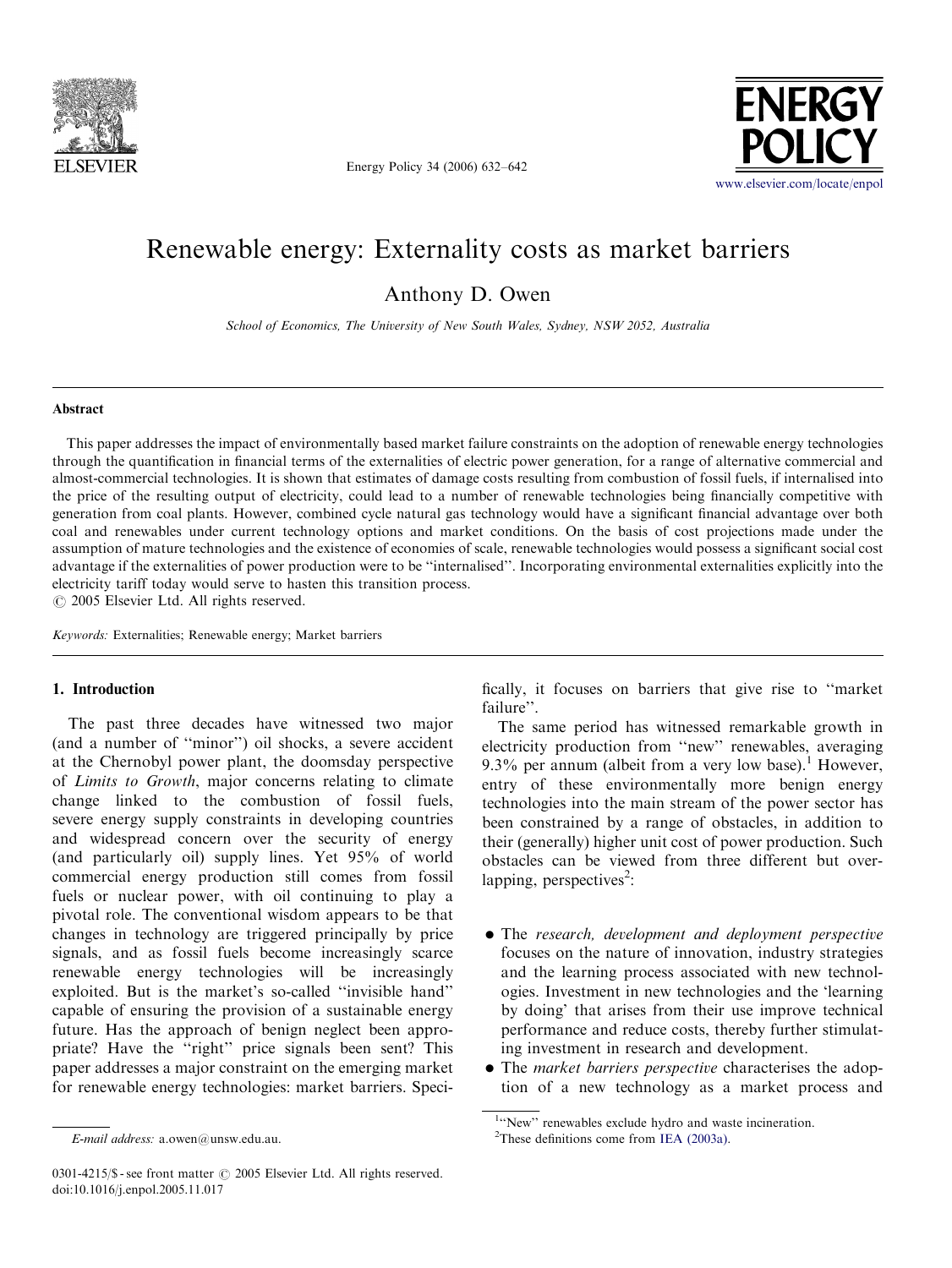# Renewable energy: Externality costs as market barriers

Anthony D. Owen

*School of Economics, The University of New South Wales, Sydney, NSW 2052, Australia*

## Abstract

This paper addresses the impact of environmentally based market failure constraints on the adoption of renewable energy technologies through the quantification in financial terms of the externalities of electric power generation, for a range of alternative commercial and almost-commercial technologies. It is shown that estimates of damage costs resulting from combustion of fossil fuels, if internalised into the price of the resulting output of electricity, could lead to a number of renewable technologies being financially competitive with generation from coal plants. However, combined cycle natural gas technology would have a significant financial advantage over both coal and renewables under current technology options and market conditions. On the basis of cost projections made under the assumption of mature technologies and the existence of economies of scale, renewable technologies would possess a significant social cost advantage if the externalities of power production were to be "internalised". Incorporating environmental externalities explicitly into the electricity tariff today would serve to hasten this transition process.

© 2005 Elsevier Ltd. All rights reserved.

*Keywords:* Externalities; Renewable energy; Market barriers

## 1. Introduction

The past three decades have witnessed two major (and a number of "minor") oil shocks, a severe accident at the Chernobyl power plant, the doomsday perspective of *Limits to Growth*, major concerns relating to climate change linked to the combustion of fossil fuels, severe energy supply constraints in developing countries and widespread concern over the security of energy (and particularly oil) supply lines. Yet 95% of world commercial energy production still comes from fossil fuels or nuclear power, with oil continuing to play a pivotal role. The conventional wisdom appears to be that changes in technology are triggered principally by price signals, and as fossil fuels become increasingly scarce renewable energy technologies will be increasingly exploited. But is the market's so-called "invisible hand" capable of ensuring the provision of a sustainable energy future. Has the approach of benign neglect been appropriate? Have the "right" price signals been sent? This paper addresses a major constraint on the emerging market for renewable energy technologies: market barriers. Specifically, it focuses on barriers that give rise to "market failure".

The same period has witnessed remarkable growth in electricity production from "new" renewables, averaging 9.3% per annum (albeit from a very low base).[1] However, entry of these environmentally more benign energy technologies into the main stream of the power sector has been constrained by a range of obstacles, in addition to their (generally) higher unit cost of power production. Such obstacles can be viewed from three different but overlapping, perspectives[2]:

- The *research, development and deployment perspective* focuses on the nature of innovation, industry strategies and the learning process associated with new technologies. Investment in new technologies and the 'learning by doing' that arises from their use improve technical performance and reduce costs, thereby further stimulating investment in research and development.
- The *market barriers perspective* characterises the adoption of a new technology as a market process and

*E-mail address:* a.owen@unsw.edu.au.

[1] "New" renewables exclude hydro and waste incineration.

[2] These definitions come from IEA (2003a).

0301-4215/$ - see front matter © 2005 Elsevier Ltd. All rights reserved.
doi:10.1016/j.enpol.2005.11.017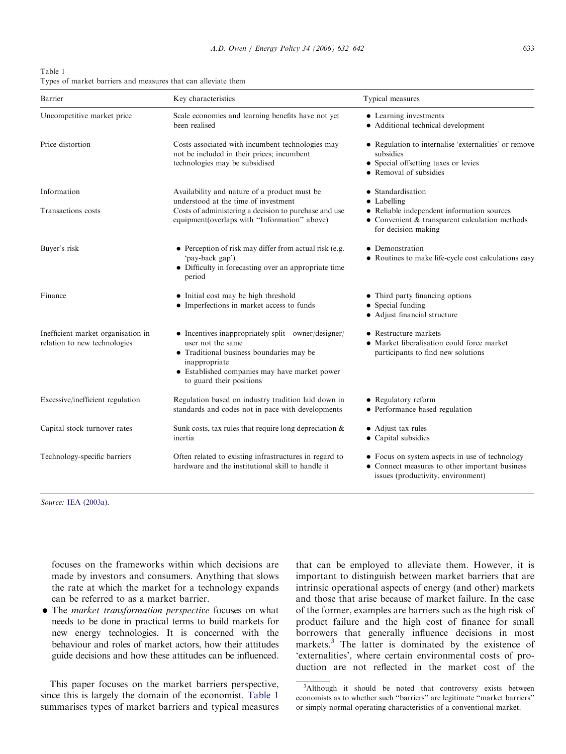Table 1
Types of market barriers and measures that can alleviate them

| Barrier | Key characteristics | Typical measures |
|---|---|---|
| Uncompetitive market price | Scale economies and learning benefits have not yet been realised | • Learning investments<br>• Additional technical development |
| Price distortion | Costs associated with incumbent technologies may not be included in their prices; incumbent technologies may be subsidised | • Regulation to internalise 'externalities' or remove subsidies<br>• Special offsetting taxes or levies<br>• Removal of subsidies |
| Information | Availability and nature of a product must be understood at the time of investment | • Standardisation<br>• Labelling |
| Transactions costs | Costs of administering a decision to purchase and use equipment(overlaps with "Information" above) | • Reliable independent information sources<br>• Convenient & transparent calculation methods for decision making |
| Buyer's risk | • Perception of risk may differ from actual risk (e.g. 'pay-back gap')<br>• Difficulty in forecasting over an appropriate time period | • Demonstration<br>• Routines to make life-cycle cost calculations easy |
| Finance | • Initial cost may be high threshold<br>• Imperfections in market access to funds | • Third party financing options<br>• Special funding<br>• Adjust financial structure |
| Inefficient market organisation in relation to new technologies | • Incentives inappropriately split—owner/designer/user not the same<br>• Traditional business boundaries may be inappropriate<br>• Established companies may have market power to guard their positions | • Restructure markets<br>• Market liberalisation could force market participants to find new solutions |
| Excessive/inefficient regulation | Regulation based on industry tradition laid down in standards and codes not in pace with developments | • Regulatory reform<br>• Performance based regulation |
| Capital stock turnover rates | Sunk costs, tax rules that require long depreciation & inertia | • Adjust tax rules<br>• Capital subsidies |
| Technology-specific barriers | Often related to existing infrastructures in regard to hardware and the institutional skill to handle it | • Focus on system aspects in use of technology<br>• Connect measures to other important business issues (productivity, environment) |

*Source:* IEA (2003a).

focuses on the frameworks within which decisions are made by investors and consumers. Anything that slows the rate at which the market for a technology expands can be referred to as a market barrier.

- The *market transformation perspective* focuses on what needs to be done in practical terms to build markets for new energy technologies. It is concerned with the behaviour and roles of market actors, how their attitudes guide decisions and how these attitudes can be influenced.

This paper focuses on the market barriers perspective, since this is largely the domain of the economist. Table 1 summarises types of market barriers and typical measures that can be employed to alleviate them. However, it is important to distinguish between market barriers that are intrinsic operational aspects of energy (and other) markets and those that arise because of market failure. In the case of the former, examples are barriers such as the high risk of product failure and the high cost of finance for small borrowers that generally influence decisions in most markets.[3] The latter is dominated by the existence of 'externalities', where certain environmental costs of production are not reflected in the market cost of the

[3] Although it should be noted that controversy exists between economists as to whether such "barriers" are legitimate "market barriers" or simply normal operating characteristics of a conventional market.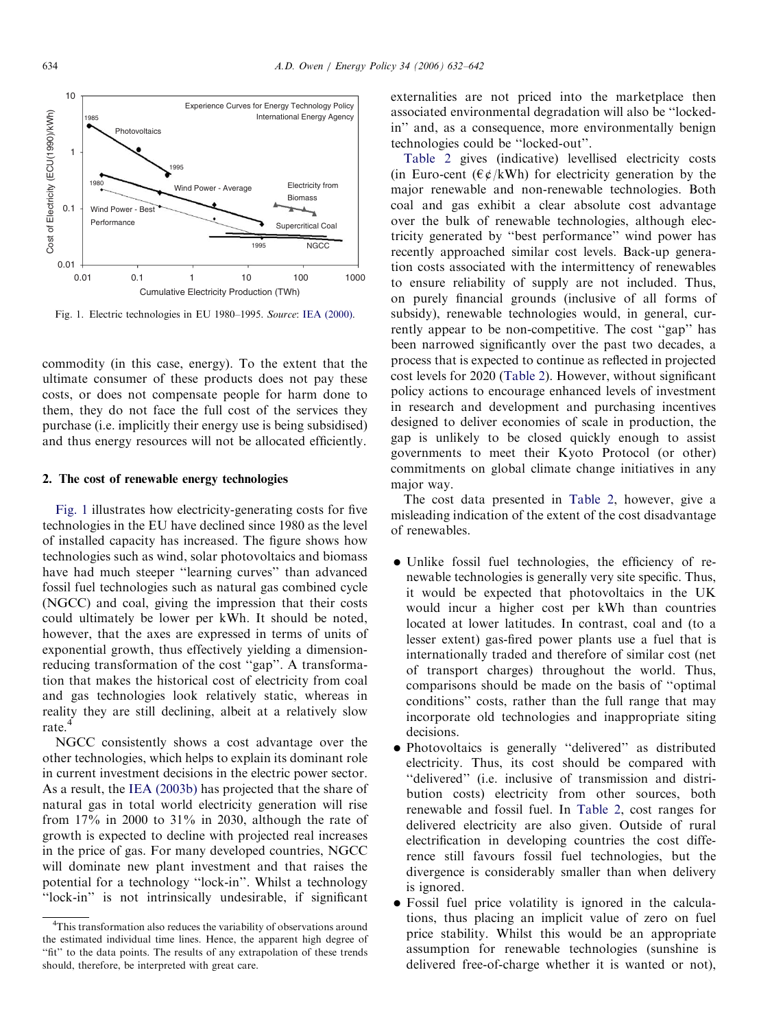Fig. 1. Electric technologies in EU 1980–1995. *Source*: IEA (2000).

commodity (in this case, energy). To the extent that the ultimate consumer of these products does not pay these costs, or does not compensate people for harm done to them, they do not face the full cost of the services they purchase (i.e. implicitly their energy use is being subsidised) and thus energy resources will not be allocated efficiently.

## 2. The cost of renewable energy technologies

Fig. 1 illustrates how electricity-generating costs for five technologies in the EU have declined since 1980 as the level of installed capacity has increased. The figure shows how technologies such as wind, solar photovoltaics and biomass have had much steeper "learning curves" than advanced fossil fuel technologies such as natural gas combined cycle (NGCC) and coal, giving the impression that their costs could ultimately be lower per kWh. It should be noted, however, that the axes are expressed in terms of units of exponential growth, thus effectively yielding a dimension-reducing transformation of the cost "gap". A transformation that makes the historical cost of electricity from coal and gas technologies look relatively static, whereas in reality they are still declining, albeit at a relatively slow rate.[4]

NGCC consistently shows a cost advantage over the other technologies, which helps to explain its dominant role in current investment decisions in the electric power sector. As a result, the IEA (2003b) has projected that the share of natural gas in total world electricity generation will rise from 17% in 2000 to 31% in 2030, although the rate of growth is expected to decline with projected real increases in the price of gas. For many developed countries, NGCC will dominate new plant investment and that raises the potential for a technology "lock-in". Whilst a technology "lock-in" is not intrinsically undesirable, if significant externalities are not priced into the marketplace then associated environmental degradation will also be "locked-in" and, as a consequence, more environmentally benign technologies could be "locked-out".

Table 2 gives (indicative) levellised electricity costs (in Euro-cent (€¢/kWh) for electricity generation by the major renewable and non-renewable technologies. Both coal and gas exhibit a clear absolute cost advantage over the bulk of renewable technologies, although electricity generated by "best performance" wind power has recently approached similar cost levels. Back-up generation costs associated with the intermittency of renewables to ensure reliability of supply are not included. Thus, on purely financial grounds (inclusive of all forms of subsidy), renewable technologies would, in general, currently appear to be non-competitive. The cost "gap" has been narrowed significantly over the past two decades, a process that is expected to continue as reflected in projected cost levels for 2020 (Table 2). However, without significant policy actions to encourage enhanced levels of investment in research and development and purchasing incentives designed to deliver economies of scale in production, the gap is unlikely to be closed quickly enough to assist governments to meet their Kyoto Protocol (or other) commitments on global climate change initiatives in any major way.

The cost data presented in Table 2, however, give a misleading indication of the extent of the cost disadvantage of renewables.

- Unlike fossil fuel technologies, the efficiency of renewable technologies is generally very site specific. Thus, it would be expected that photovoltaics in the UK would incur a higher cost per kWh than countries located at lower latitudes. In contrast, coal and (to a lesser extent) gas-fired power plants use a fuel that is internationally traded and therefore of similar cost (net of transport charges) throughout the world. Thus, comparisons should be made on the basis of "optimal conditions" costs, rather than the full range that may incorporate old technologies and inappropriate siting decisions.
- Photovoltaics is generally "delivered" as distributed electricity. Thus, its cost should be compared with "delivered" (i.e. inclusive of transmission and distribution costs) electricity from other sources, both renewable and fossil fuel. In Table 2, cost ranges for delivered electricity are also given. Outside of rural electrification in developing countries the cost difference still favours fossil fuel technologies, but the divergence is considerably smaller than when delivery is ignored.
- Fossil fuel price volatility is ignored in the calculations, thus placing an implicit value of zero on fuel price stability. Whilst this would be an appropriate assumption for renewable technologies (sunshine is delivered free-of-charge whether it is wanted or not),

[4] This transformation also reduces the variability of observations around the estimated individual time lines. Hence, the apparent high degree of "fit" to the data points. The results of any extrapolation of these trends should, therefore, be interpreted with great care.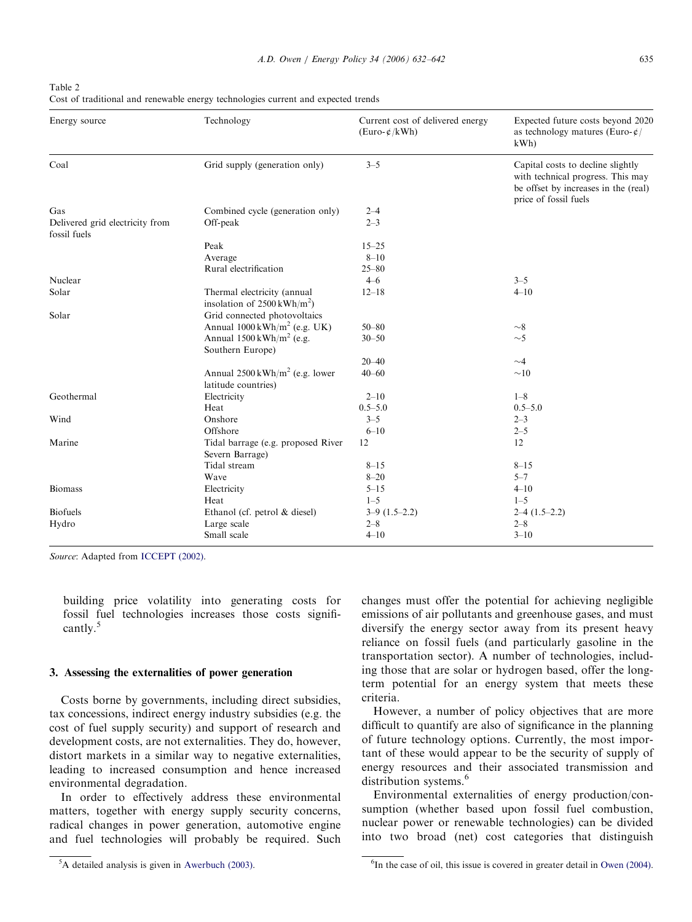Table 2
Cost of traditional and renewable energy technologies current and expected trends

| Energy source | Technology | Current cost of delivered energy (Euro-¢/kWh) | Expected future costs beyond 2020 as technology matures (Euro-¢/kWh) |
|---|---|---|---|
| Coal | Grid supply (generation only) | 3–5 | Capital costs to decline slightly with technical progress. This may be offset by increases in the (real) price of fossil fuels |
| Gas | Combined cycle (generation only) | 2–4 | |
| Delivered grid electricity from fossil fuels | Off-peak | 2–3 | |
| | Peak | 15–25 | |
| | Average | 8–10 | |
| | Rural electrification | 25–80 | |
| Nuclear | | 4–6 | 3–5 |
| Solar | Thermal electricity (annual insolation of 2500 kWh/m$^2$) | 12–18 | 4–10 |
| Solar | Grid connected photovoltaics | | |
| | Annual 1000 kWh/m$^2$ (e.g. UK) | 50–80 | ~8 |
| | Annual 1500 kWh/m$^2$ (e.g. Southern Europe) | 30–50 | ~5 |
| | | 20–40 | ~4 |
| | Annual 2500 kWh/m$^2$ (e.g. lower latitude countries) | 40–60 | ~10 |
| Geothermal | Electricity | 2–10 | 1–8 |
| | Heat | 0.5–5.0 | 0.5–5.0 |
| Wind | Onshore | 3–5 | 2–3 |
| | Offshore | 6–10 | 2–5 |
| Marine | Tidal barrage (e.g. proposed River Severn Barrage) | 12 | 12 |
| | Tidal stream | 8–15 | 8–15 |
| | Wave | 8–20 | 5–7 |
| Biomass | Electricity | 5–15 | 4–10 |
| | Heat | 1–5 | 1–5 |
| Biofuels | Ethanol (cf. petrol & diesel) | 3–9 (1.5–2.2) | 2–4 (1.5–2.2) |
| Hydro | Large scale | 2–8 | 2–8 |
| | Small scale | 4–10 | 3–10 |

*Source*: Adapted from ICCEPT (2002).

building price volatility into generating costs for fossil fuel technologies increases those costs significantly.[5]

## 3. Assessing the externalities of power generation

Costs borne by governments, including direct subsidies, tax concessions, indirect energy industry subsidies (e.g. the cost of fuel supply security) and support of research and development costs, are not externalities. They do, however, distort markets in a similar way to negative externalities, leading to increased consumption and hence increased environmental degradation.

In order to effectively address these environmental matters, together with energy supply security concerns, radical changes in power generation, automotive engine and fuel technologies will probably be required. Such changes must offer the potential for achieving negligible emissions of air pollutants and greenhouse gases, and must diversify the energy sector away from its present heavy reliance on fossil fuels (and particularly gasoline in the transportation sector). A number of technologies, including those that are solar or hydrogen based, offer the long-term potential for an energy system that meets these criteria.

However, a number of policy objectives that are more difficult to quantify are also of significance in the planning of future technology options. Currently, the most important of these would appear to be the security of supply of energy resources and their associated transmission and distribution systems.[6]

Environmental externalities of energy production/consumption (whether based upon fossil fuel combustion, nuclear power or renewable technologies) can be divided into two broad (net) cost categories that distinguish

[5] A detailed analysis is given in Awerbuch (2003).

[6] In the case of oil, this issue is covered in greater detail in Owen (2004).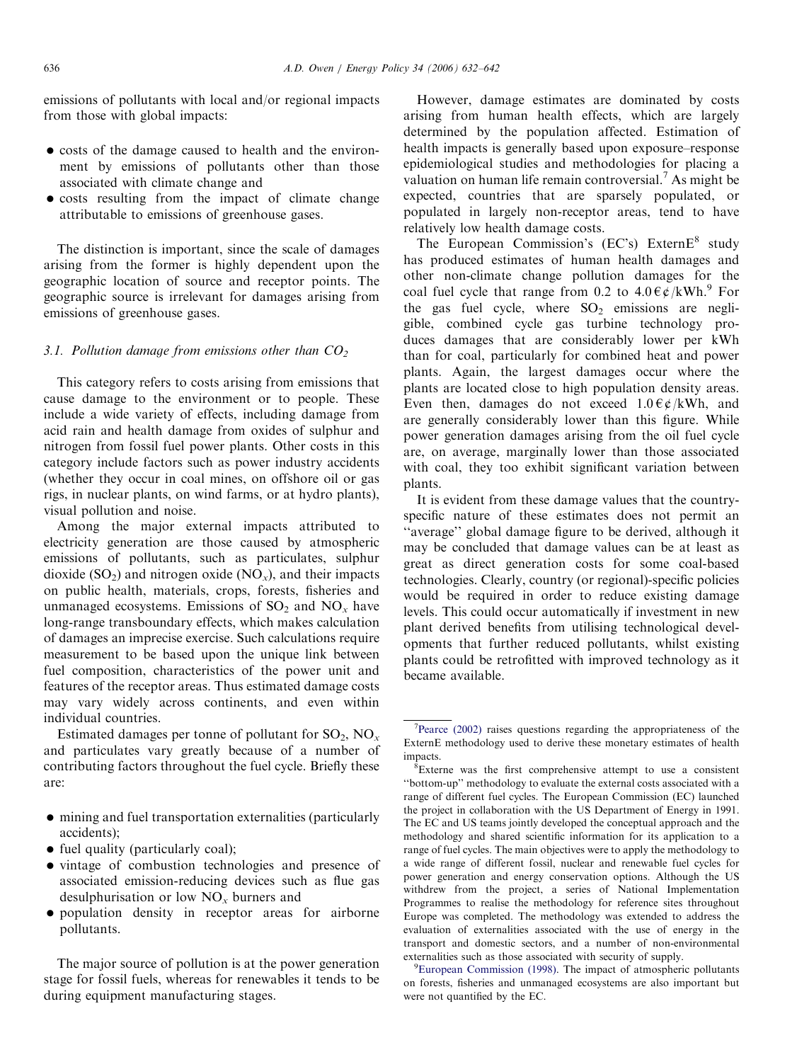emissions of pollutants with local and/or regional impacts from those with global impacts:

- costs of the damage caused to health and the environment by emissions of pollutants other than those associated with climate change and
- costs resulting from the impact of climate change attributable to emissions of greenhouse gases.

The distinction is important, since the scale of damages arising from the former is highly dependent upon the geographic location of source and receptor points. The geographic source is irrelevant for damages arising from emissions of greenhouse gases.

### 3.1. Pollution damage from emissions other than $CO_2$

This category refers to costs arising from emissions that cause damage to the environment or to people. These include a wide variety of effects, including damage from acid rain and health damage from oxides of sulphur and nitrogen from fossil fuel power plants. Other costs in this category include factors such as power industry accidents (whether they occur in coal mines, on offshore oil or gas rigs, in nuclear plants, on wind farms, or at hydro plants), visual pollution and noise.

Among the major external impacts attributed to electricity generation are those caused by atmospheric emissions of pollutants, such as particulates, sulphur dioxide ($SO_2$) and nitrogen oxide ($NO_x$), and their impacts on public health, materials, crops, forests, fisheries and unmanaged ecosystems. Emissions of $SO_2$ and $NO_x$ have long-range transboundary effects, which makes calculation of damages an imprecise exercise. Such calculations require measurement to be based upon the unique link between fuel composition, characteristics of the power unit and features of the receptor areas. Thus estimated damage costs may vary widely across continents, and even within individual countries.

Estimated damages per tonne of pollutant for $SO_2$, $NO_x$ and particulates vary greatly because of a number of contributing factors throughout the fuel cycle. Briefly these are:

- mining and fuel transportation externalities (particularly accidents);
- fuel quality (particularly coal);
- vintage of combustion technologies and presence of associated emission-reducing devices such as flue gas desulphurisation or low $NO_x$ burners and
- population density in receptor areas for airborne pollutants.

The major source of pollution is at the power generation stage for fossil fuels, whereas for renewables it tends to be during equipment manufacturing stages.

However, damage estimates are dominated by costs arising from human health effects, which are largely determined by the population affected. Estimation of health impacts is generally based upon exposure–response epidemiological studies and methodologies for placing a valuation on human life remain controversial.[7] As might be expected, countries that are sparsely populated, or populated in largely non-receptor areas, tend to have relatively low health damage costs.

The European Commission's (EC's) ExternE[8] study has produced estimates of human health damages and other non-climate change pollution damages for the coal fuel cycle that range from 0.2 to 4.0 €¢/kWh.[9] For the gas fuel cycle, where $SO_2$ emissions are negligible, combined cycle gas turbine technology produces damages that are considerably lower per kWh than for coal, particularly for combined heat and power plants. Again, the largest damages occur where the plants are located close to high population density areas. Even then, damages do not exceed 1.0 €¢/kWh, and are generally considerably lower than this figure. While power generation damages arising from the oil fuel cycle are, on average, marginally lower than those associated with coal, they too exhibit significant variation between plants.

It is evident from these damage values that the country-specific nature of these estimates does not permit an "average" global damage figure to be derived, although it may be concluded that damage values can be at least as great as direct generation costs for some coal-based technologies. Clearly, country (or regional)-specific policies would be required in order to reduce existing damage levels. This could occur automatically if investment in new plant derived benefits from utilising technological developments that further reduced pollutants, whilst existing plants could be retrofitted with improved technology as it became available.

---

[7] Pearce (2002) raises questions regarding the appropriateness of the ExternE methodology used to derive these monetary estimates of health impacts.

[8] Externe was the first comprehensive attempt to use a consistent "bottom-up" methodology to evaluate the external costs associated with a range of different fuel cycles. The European Commission (EC) launched the project in collaboration with the US Department of Energy in 1991. The EC and US teams jointly developed the conceptual approach and the methodology and shared scientific information for its application to a range of fuel cycles. The main objectives were to apply the methodology to a wide range of different fossil, nuclear and renewable fuel cycles for power generation and energy conservation options. Although the US withdrew from the project, a series of National Implementation Programmes to realise the methodology for reference sites throughout Europe was completed. The methodology was extended to address the evaluation of externalities associated with the use of energy in the transport and domestic sectors, and a number of non-environmental externalities such as those associated with security of supply.

[9] European Commission (1998). The impact of atmospheric pollutants on forests, fisheries and unmanaged ecosystems are also important but were not quantified by the EC.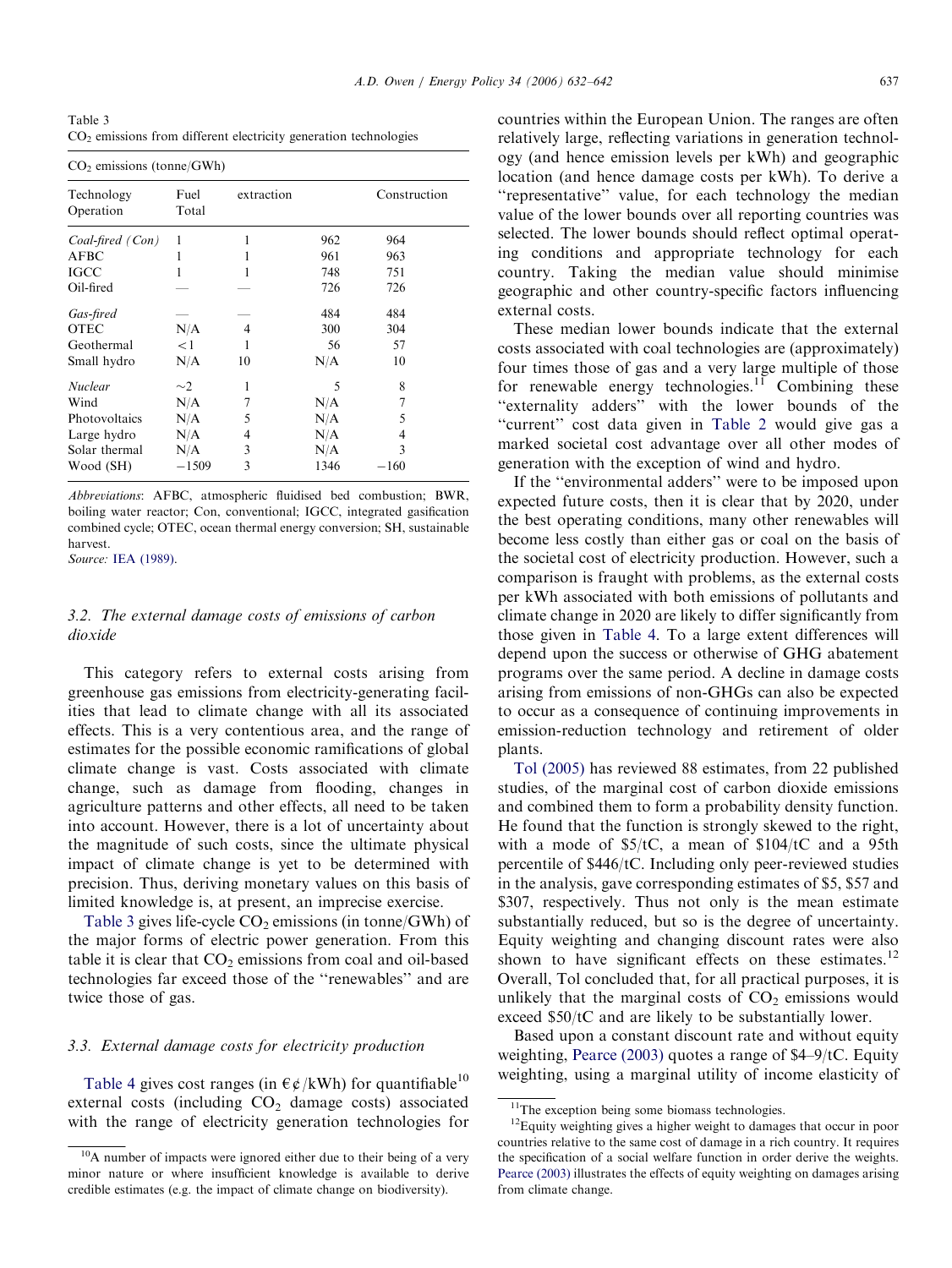Table 3
$CO_2$ emissions from different electricity generation technologies

| $CO_2$ emissions (tonne/GWh) | | | | |
|---|---|---|---|---|
| Technology | Fuel extraction | Construction | Operation | Total |
| *Coal-fired (Con)* | 1 | 1 | 962 | 964 |
| AFBC | 1 | 1 | 961 | 963 |
| IGCC | 1 | 1 | 748 | 751 |
| Oil-fired | — | — | 726 | 726 |
| *Gas-fired* | — | — | 484 | 484 |
| OTEC | N/A | 4 | 300 | 304 |
| Geothermal | <1 | 1 | 56 | 57 |
| Small hydro | N/A | 10 | N/A | 10 |
| *Nuclear* | ~2 | 1 | 5 | 8 |
| Wind | N/A | 7 | N/A | 7 |
| Photovoltaics | N/A | 5 | N/A | 5 |
| Large hydro | N/A | 4 | N/A | 4 |
| Solar thermal | N/A | 3 | N/A | 3 |
| Wood (SH) | −1509 | 3 | 1346 | −160 |

*Abbreviations*: AFBC, atmospheric fluidised bed combustion; BWR, boiling water reactor; Con, conventional; IGCC, integrated gasification combined cycle; OTEC, ocean thermal energy conversion; SH, sustainable harvest.
*Source:* IEA (1989).

### 3.2. The external damage costs of emissions of carbon dioxide

This category refers to external costs arising from greenhouse gas emissions from electricity-generating facilities that lead to climate change with all its associated effects. This is a very contentious area, and the range of estimates for the possible economic ramifications of global climate change is vast. Costs associated with climate change, such as damage from flooding, changes in agriculture patterns and other effects, all need to be taken into account. However, there is a lot of uncertainty about the magnitude of such costs, since the ultimate physical impact of climate change is yet to be determined with precision. Thus, deriving monetary values on this basis of limited knowledge is, at present, an imprecise exercise.

Table 3 gives life-cycle $CO_2$ emissions (in tonne/GWh) of the major forms of electric power generation. From this table it is clear that $CO_2$ emissions from coal and oil-based technologies far exceed those of the "renewables" and are twice those of gas.

### 3.3. External damage costs for electricity production

Table 4 gives cost ranges (in €¢/kWh) for quantifiable[10] external costs (including $CO_2$ damage costs) associated with the range of electricity generation technologies for countries within the European Union. The ranges are often relatively large, reflecting variations in generation technology (and hence emission levels per kWh) and geographic location (and hence damage costs per kWh). To derive a "representative" value, for each technology the median value of the lower bounds over all reporting countries was selected. The lower bounds should reflect optimal operating conditions and appropriate technology for each country. Taking the median value should minimise geographic and other country-specific factors influencing external costs.

These median lower bounds indicate that the external costs associated with coal technologies are (approximately) four times those of gas and a very large multiple of those for renewable energy technologies.[11] Combining these "externality adders" with the lower bounds of the "current" cost data given in Table 2 would give gas a marked societal cost advantage over all other modes of generation with the exception of wind and hydro.

If the "environmental adders" were to be imposed upon expected future costs, then it is clear that by 2020, under the best operating conditions, many other renewables will become less costly than either gas or coal on the basis of the societal cost of electricity production. However, such a comparison is fraught with problems, as the external costs per kWh associated with both emissions of pollutants and climate change in 2020 are likely to differ significantly from those given in Table 4. To a large extent differences will depend upon the success or otherwise of GHG abatement programs over the same period. A decline in damage costs arising from emissions of non-GHGs can also be expected to occur as a consequence of continuing improvements in emission-reduction technology and retirement of older plants.

Tol (2005) has reviewed 88 estimates, from 22 published studies, of the marginal cost of carbon dioxide emissions and combined them to form a probability density function. He found that the function is strongly skewed to the right, with a mode of \$5/tC, a mean of \$104/tC and a 95th percentile of \$446/tC. Including only peer-reviewed studies in the analysis, gave corresponding estimates of \$5, \$57 and \$307, respectively. Thus not only is the mean estimate substantially reduced, but so is the degree of uncertainty. Equity weighting and changing discount rates were also shown to have significant effects on these estimates.[12] Overall, Tol concluded that, for all practical purposes, it is unlikely that the marginal costs of $CO_2$ emissions would exceed \$50/tC and are likely to be substantially lower.

Based upon a constant discount rate and without equity weighting, Pearce (2003) quotes a range of \$4–9/tC. Equity weighting, using a marginal utility of income elasticity of

[10] A number of impacts were ignored either due to their being of a very minor nature or where insufficient knowledge is available to derive credible estimates (e.g. the impact of climate change on biodiversity).

[11] The exception being some biomass technologies.

[12] Equity weighting gives a higher weight to damages that occur in poor countries relative to the same cost of damage in a rich country. It requires the specification of a social welfare function in order derive the weights. Pearce (2003) illustrates the effects of equity weighting on damages arising from climate change.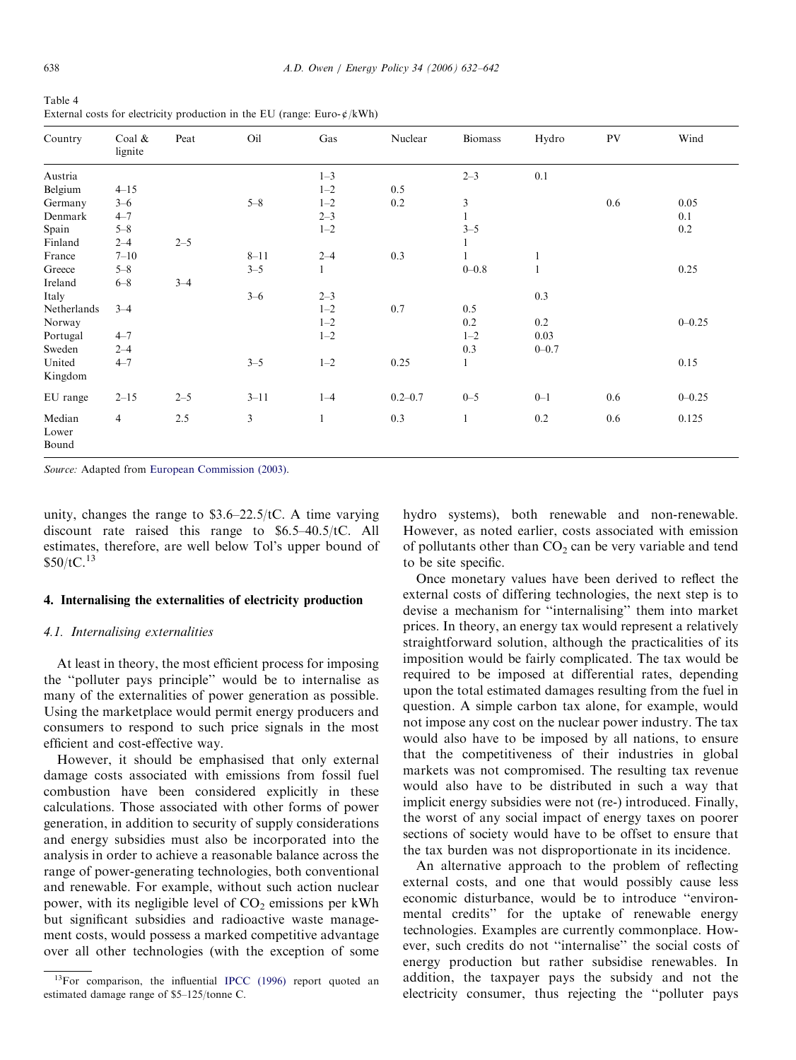Table 4
External costs for electricity production in the EU (range: Euro-¢/kWh)

| Country | Coal & lignite | Peat | Oil | Gas | Nuclear | Biomass | Hydro | PV | Wind |
|---|---|---|---|---|---|---|---|---|---|
| Austria | | | | 1–3 | | 2–3 | 0.1 | | |
| Belgium | 4–15 | | | 1–2 | 0.5 | | | | |
| Germany | 3–6 | | 5–8 | 1–2 | 0.2 | 3 | | 0.6 | 0.05 |
| Denmark | 4–7 | | | 2–3 | | 1 | | | 0.1 |
| Spain | 5–8 | | | 1–2 | | 3–5 | | | 0.2 |
| Finland | 2–4 | 2–5 | | | | 1 | | | |
| France | 7–10 | | 8–11 | 2–4 | 0.3 | 1 | 1 | | |
| Greece | 5–8 | | 3–5 | 1 | | 0–0.8 | 1 | | 0.25 |
| Ireland | 6–8 | 3–4 | | | | | | | |
| Italy | | | 3–6 | 2–3 | | | 0.3 | | |
| Netherlands | 3–4 | | | 1–2 | 0.7 | 0.5 | | | |
| Norway | | | | 1–2 | | 0.2 | 0.2 | | 0–0.25 |
| Portugal | 4–7 | | | 1–2 | | 1–2 | 0.03 | | |
| Sweden | 2–4 | | | | | 0.3 | 0–0.7 | | |
| United Kingdom | 4–7 | | 3–5 | 1–2 | 0.25 | 1 | | | 0.15 |
| EU range | 2–15 | 2–5 | 3–11 | 1–4 | 0.2–0.7 | 0–5 | 0–1 | 0.6 | 0–0.25 |
| Median Lower Bound | 4 | 2.5 | 3 | 1 | 0.3 | 1 | 0.2 | 0.6 | 0.125 |

*Source:* Adapted from European Commission (2003).

unity, changes the range to \$3.6–22.5/tC. A time varying discount rate raised this range to \$6.5–40.5/tC. All estimates, therefore, are well below Tol's upper bound of \$50/tC.[13]

## 4. Internalising the externalities of electricity production

### 4.1. Internalising externalities

At least in theory, the most efficient process for imposing the "polluter pays principle" would be to internalise as many of the externalities of power generation as possible. Using the marketplace would permit energy producers and consumers to respond to such price signals in the most efficient and cost-effective way.

However, it should be emphasised that only external damage costs associated with emissions from fossil fuel combustion have been considered explicitly in these calculations. Those associated with other forms of power generation, in addition to security of supply considerations and energy subsidies must also be incorporated into the analysis in order to achieve a reasonable balance across the range of power-generating technologies, both conventional and renewable. For example, without such action nuclear power, with its negligible level of $CO_2$ emissions per kWh but significant subsidies and radioactive waste management costs, would possess a marked competitive advantage over all other technologies (with the exception of some hydro systems), both renewable and non-renewable. However, as noted earlier, costs associated with emission of pollutants other than $CO_2$ can be very variable and tend to be site specific.

Once monetary values have been derived to reflect the external costs of differing technologies, the next step is to devise a mechanism for "internalising" them into market prices. In theory, an energy tax would represent a relatively straightforward solution, although the practicalities of its imposition would be fairly complicated. The tax would be required to be imposed at differential rates, depending upon the total estimated damages resulting from the fuel in question. A simple carbon tax alone, for example, would not impose any cost on the nuclear power industry. The tax would also have to be imposed by all nations, to ensure that the competitiveness of their industries in global markets was not compromised. The resulting tax revenue would also have to be distributed in such a way that implicit energy subsidies were not (re-) introduced. Finally, the worst of any social impact of energy taxes on poorer sections of society would have to be offset to ensure that the tax burden was not disproportionate in its incidence.

An alternative approach to the problem of reflecting external costs, and one that would possibly cause less economic disturbance, would be to introduce "environmental credits" for the uptake of renewable energy technologies. Examples are currently commonplace. However, such credits do not "internalise" the social costs of energy production but rather subsidise renewables. In addition, the taxpayer pays the subsidy and not the electricity consumer, thus rejecting the "polluter pays

[13] For comparison, the influential IPCC (1996) report quoted an estimated damage range of \$5–125/tonne C.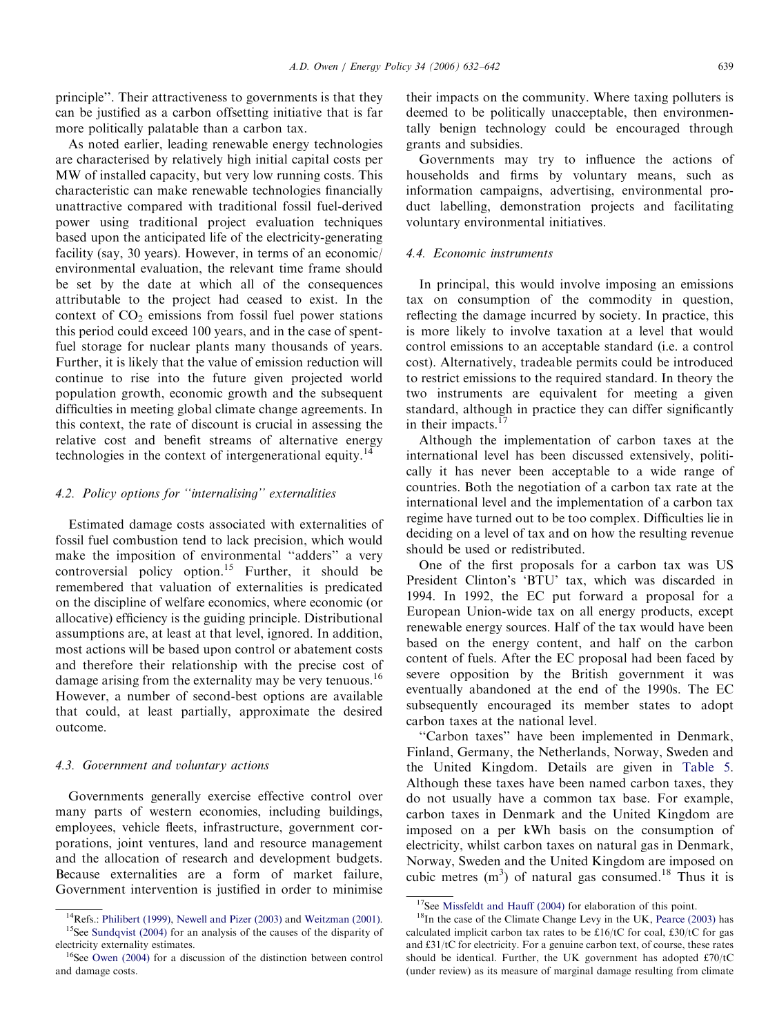principle". Their attractiveness to governments is that they can be justified as a carbon offsetting initiative that is far more politically palatable than a carbon tax.

As noted earlier, leading renewable energy technologies are characterised by relatively high initial capital costs per MW of installed capacity, but very low running costs. This characteristic can make renewable technologies financially unattractive compared with traditional fossil fuel-derived power using traditional project evaluation techniques based upon the anticipated life of the electricity-generating facility (say, 30 years). However, in terms of an economic/environmental evaluation, the relevant time frame should be set by the date at which all of the consequences attributable to the project had ceased to exist. In the context of $CO_2$ emissions from fossil fuel power stations this period could exceed 100 years, and in the case of spent-fuel storage for nuclear plants many thousands of years. Further, it is likely that the value of emission reduction will continue to rise into the future given projected world population growth, economic growth and the subsequent difficulties in meeting global climate change agreements. In this context, the rate of discount is crucial in assessing the relative cost and benefit streams of alternative energy technologies in the context of intergenerational equity.[14]

### 4.2. Policy options for "internalising" externalities

Estimated damage costs associated with externalities of fossil fuel combustion tend to lack precision, which would make the imposition of environmental "adders" a very controversial policy option.[15] Further, it should be remembered that valuation of externalities is predicated on the discipline of welfare economics, where economic (or allocative) efficiency is the guiding principle. Distributional assumptions are, at least at that level, ignored. In addition, most actions will be based upon control or abatement costs and therefore their relationship with the precise cost of damage arising from the externality may be very tenuous.[16] However, a number of second-best options are available that could, at least partially, approximate the desired outcome.

### 4.3. Government and voluntary actions

Governments generally exercise effective control over many parts of western economies, including buildings, employees, vehicle fleets, infrastructure, government corporations, joint ventures, land and resource management and the allocation of research and development budgets. Because externalities are a form of market failure, Government intervention is justified in order to minimise their impacts on the community. Where taxing polluters is deemed to be politically unacceptable, then environmentally benign technology could be encouraged through grants and subsidies.

Governments may try to influence the actions of households and firms by voluntary means, such as information campaigns, advertising, environmental product labelling, demonstration projects and facilitating voluntary environmental initiatives.

### 4.4. Economic instruments

In principal, this would involve imposing an emissions tax on consumption of the commodity in question, reflecting the damage incurred by society. In practice, this is more likely to involve taxation at a level that would control emissions to an acceptable standard (i.e. a control cost). Alternatively, tradeable permits could be introduced to restrict emissions to the required standard. In theory the two instruments are equivalent for meeting a given standard, although in practice they can differ significantly in their impacts.[17]

Although the implementation of carbon taxes at the international level has been discussed extensively, politically it has never been acceptable to a wide range of countries. Both the negotiation of a carbon tax rate at the international level and the implementation of a carbon tax regime have turned out to be too complex. Difficulties lie in deciding on a level of tax and on how the resulting revenue should be used or redistributed.

One of the first proposals for a carbon tax was US President Clinton's 'BTU' tax, which was discarded in 1994. In 1992, the EC put forward a proposal for a European Union-wide tax on all energy products, except renewable energy sources. Half of the tax would have been based on the energy content, and half on the carbon content of fuels. After the EC proposal had been faced by severe opposition by the British government it was eventually abandoned at the end of the 1990s. The EC subsequently encouraged its member states to adopt carbon taxes at the national level.

"Carbon taxes" have been implemented in Denmark, Finland, Germany, the Netherlands, Norway, Sweden and the United Kingdom. Details are given in Table 5. Although these taxes have been named carbon taxes, they do not usually have a common tax base. For example, carbon taxes in Denmark and the United Kingdom are imposed on a per kWh basis on the consumption of electricity, whilst carbon taxes on natural gas in Denmark, Norway, Sweden and the United Kingdom are imposed on cubic metres ($m^3$) of natural gas consumed.[18] Thus it is

---

[14] Refs.: Philibert (1999), Newell and Pizer (2003) and Weitzman (2001).

[15] See Sundqvist (2004) for an analysis of the causes of the disparity of electricity externality estimates.

[16] See Owen (2004) for a discussion of the distinction between control and damage costs.

[17] See Missfeldt and Hauff (2004) for elaboration of this point.

[18] In the case of the Climate Change Levy in the UK, Pearce (2003) has calculated implicit carbon tax rates to be £16/tC for coal, £30/tC for gas and £31/tC for electricity. For a genuine carbon text, of course, these rates should be identical. Further, the UK government has adopted £70/tC (under review) as its measure of marginal damage resulting from climate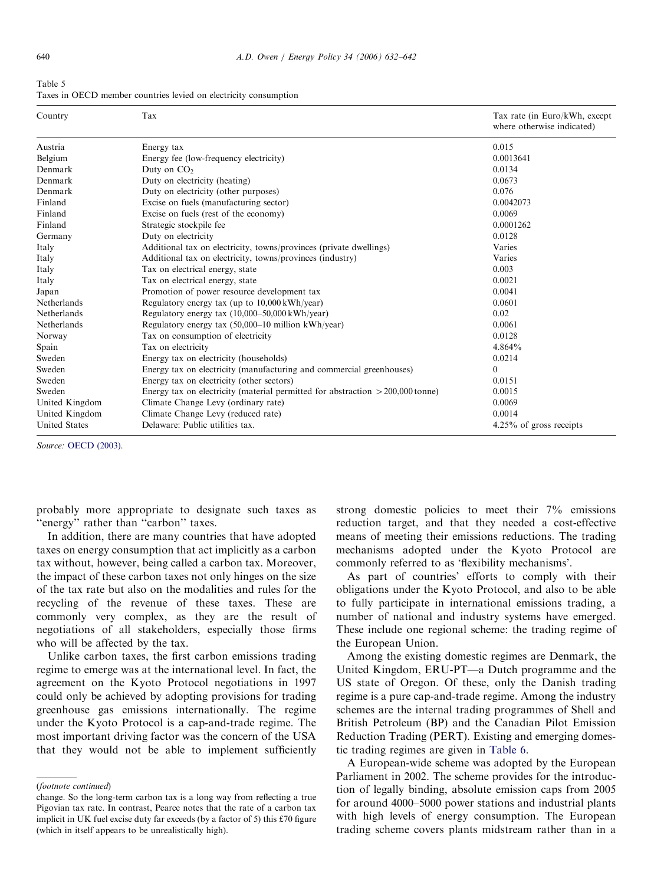Table 5
Taxes in OECD member countries levied on electricity consumption

| Country | Tax | Tax rate (in Euro/kWh, except where otherwise indicated) |
|---|---|---|
| Austria | Energy tax | 0.015 |
| Belgium | Energy fee (low-frequency electricity) | 0.0013641 |
| Denmark | Duty on $CO_2$ | 0.0134 |
| Denmark | Duty on electricity (heating) | 0.0673 |
| Denmark | Duty on electricity (other purposes) | 0.076 |
| Finland | Excise on fuels (manufacturing sector) | 0.0042073 |
| Finland | Excise on fuels (rest of the economy) | 0.0069 |
| Finland | Strategic stockpile fee | 0.0001262 |
| Germany | Duty on electricity | 0.0128 |
| Italy | Additional tax on electricity, towns/provinces (private dwellings) | Varies |
| Italy | Additional tax on electricity, towns/provinces (industry) | Varies |
| Italy | Tax on electrical energy, state | 0.003 |
| Italy | Tax on electrical energy, state | 0.0021 |
| Japan | Promotion of power resource development tax | 0.0041 |
| Netherlands | Regulatory energy tax (up to 10,000 kWh/year) | 0.0601 |
| Netherlands | Regulatory energy tax (10,000–50,000 kWh/year) | 0.02 |
| Netherlands | Regulatory energy tax (50,000–10 million kWh/year) | 0.0061 |
| Norway | Tax on consumption of electricity | 0.0128 |
| Spain | Tax on electricity | 4.864% |
| Sweden | Energy tax on electricity (households) | 0.0214 |
| Sweden | Energy tax on electricity (manufacturing and commercial greenhouses) | 0 |
| Sweden | Energy tax on electricity (other sectors) | 0.0151 |
| Sweden | Energy tax on electricity (material permitted for abstraction >200,000 tonne) | 0.0015 |
| United Kingdom | Climate Change Levy (ordinary rate) | 0.0069 |
| United Kingdom | Climate Change Levy (reduced rate) | 0.0014 |
| United States | Delaware: Public utilities tax. | 4.25% of gross receipts |

*Source*: OECD (2003).

probably more appropriate to designate such taxes as "energy" rather than "carbon" taxes.

In addition, there are many countries that have adopted taxes on energy consumption that act implicitly as a carbon tax without, however, being called a carbon tax. Moreover, the impact of these carbon taxes not only hinges on the size of the tax rate but also on the modalities and rules for the recycling of the revenue of these taxes. These are commonly very complex, as they are the result of negotiations of all stakeholders, especially those firms who will be affected by the tax.

Unlike carbon taxes, the first carbon emissions trading regime to emerge was at the international level. In fact, the agreement on the Kyoto Protocol negotiations in 1997 could only be achieved by adopting provisions for trading greenhouse gas emissions internationally. The regime under the Kyoto Protocol is a cap-and-trade regime. The most important driving factor was the concern of the USA that they would not be able to implement sufficiently strong domestic policies to meet their 7% emissions reduction target, and that they needed a cost-effective means of meeting their emissions reductions. The trading mechanisms adopted under the Kyoto Protocol are commonly referred to as 'flexibility mechanisms'.

As part of countries' efforts to comply with their obligations under the Kyoto Protocol, and also to be able to fully participate in international emissions trading, a number of national and industry systems have emerged. These include one regional scheme: the trading regime of the European Union.

Among the existing domestic regimes are Denmark, the United Kingdom, ERU-PT—a Dutch programme and the US state of Oregon. Of these, only the Danish trading regime is a pure cap-and-trade regime. Among the industry schemes are the internal trading programmes of Shell and British Petroleum (BP) and the Canadian Pilot Emission Reduction Trading (PERT). Existing and emerging domestic trading regimes are given in Table 6.

A European-wide scheme was adopted by the European Parliament in 2002. The scheme provides for the introduction of legally binding, absolute emission caps from 2005 for around 4000–5000 power stations and industrial plants with high levels of energy consumption. The European trading scheme covers plants midstream rather than in a

(*footnote continued*)
change. So the long-term carbon tax is a long way from reflecting a true Pigovian tax rate. In contrast, Pearce notes that the rate of a carbon tax implicit in UK fuel excise duty far exceeds (by a factor of 5) this £70 figure (which in itself appears to be unrealistically high).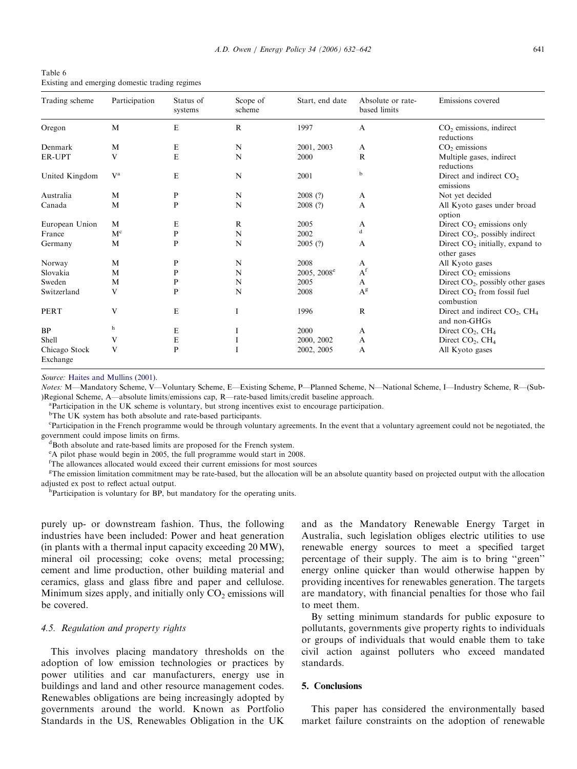Table 6
Existing and emerging domestic trading regimes

| Trading scheme | Participation | Status of systems | Scope of scheme | Start, end date | Absolute or rate-based limits | Emissions covered |
|---|---|---|---|---|---|---|
| Oregon | M | E | R | 1997 | A | $CO_2$ emissions, indirect reductions |
| Denmark | M | E | N | 2001, 2003 | A | $CO_2$ emissions |
| ER-UPT | V | E | N | 2000 | R | Multiple gases, indirect reductions |
| United Kingdom | V[a] | E | N | 2001 | [b] | Direct and indirect $CO_2$ emissions |
| Australia | M | P | N | 2008 (?) | A | Not yet decided |
| Canada | M | P | N | 2008 (?) | A | All Kyoto gases under broad option |
| European Union | M | E | R | 2005 | A | Direct $CO_2$ emissions only |
| France | M[c] | P | N | 2002 | [d] | Direct $CO_2$, possibly indirect |
| Germany | M | P | N | 2005 (?) | A | Direct $CO_2$ initially, expand to other gases |
| Norway | M | P | N | 2008 | A | All Kyoto gases |
| Slovakia | M | P | N | 2005, 2008[e] | A[f] | Direct $CO_2$ emissions |
| Sweden | M | P | N | 2005 | A | Direct $CO_2$, possibly other gases |
| Switzerland | V | P | N | 2008 | A[g] | Direct $CO_2$ from fossil fuel combustion |
| PERT | V | E | I | 1996 | R | Direct and indirect $CO_2$, $CH_4$ and non-GHGs |
| BP | [h] | E | I | 2000 | A | Direct $CO_2$, $CH_4$ |
| Shell | V | E | I | 2000, 2002 | A | Direct $CO_2$, $CH_4$ |
| Chicago Stock Exchange | V | P | I | 2002, 2005 | A | All Kyoto gases |

*Source:* Haites and Mullins (2001).

*Notes:* M—Mandatory Scheme, V—Voluntary Scheme, E—Existing Scheme, P—Planned Scheme, N—National Scheme, I—Industry Scheme, R—(Sub-)Regional Scheme, A—absolute limits/emissions cap, R—rate-based limits/credit baseline approach.

[a]Participation in the UK scheme is voluntary, but strong incentives exist to encourage participation.

[b]The UK system has both absolute and rate-based participants.

[c]Participation in the French programme would be through voluntary agreements. In the event that a voluntary agreement could not be negotiated, the government could impose limits on firms.

[d]Both absolute and rate-based limits are proposed for the French system.

[e]A pilot phase would begin in 2005, the full programme would start in 2008.

[f]The allowances allocated would exceed their current emissions for most sources

[g]The emission limitation commitment may be rate-based, but the allocation will be an absolute quantity based on projected output with the allocation adjusted ex post to reflect actual output.

[h]Participation is voluntary for BP, but mandatory for the operating units.

purely up- or downstream fashion. Thus, the following industries have been included: Power and heat generation (in plants with a thermal input capacity exceeding 20 MW), mineral oil processing; coke ovens; metal processing; cement and lime production, other building material and ceramics, glass and glass fibre and paper and cellulose. Minimum sizes apply, and initially only $CO_2$ emissions will be covered.

### 4.5. Regulation and property rights

This involves placing mandatory thresholds on the adoption of low emission technologies or practices by power utilities and car manufacturers, energy use in buildings and land and other resource management codes. Renewables obligations are being increasingly adopted by governments around the world. Known as Portfolio Standards in the US, Renewables Obligation in the UK and as the Mandatory Renewable Energy Target in Australia, such legislation obliges electric utilities to use renewable energy sources to meet a specified target percentage of their supply. The aim is to bring "green" energy online quicker than would otherwise happen by providing incentives for renewables generation. The targets are mandatory, with financial penalties for those who fail to meet them.

By setting minimum standards for public exposure to pollutants, governments give property rights to individuals or groups of individuals that would enable them to take civil action against polluters who exceed mandated standards.

## 5. Conclusions

This paper has considered the environmentally based market failure constraints on the adoption of renewable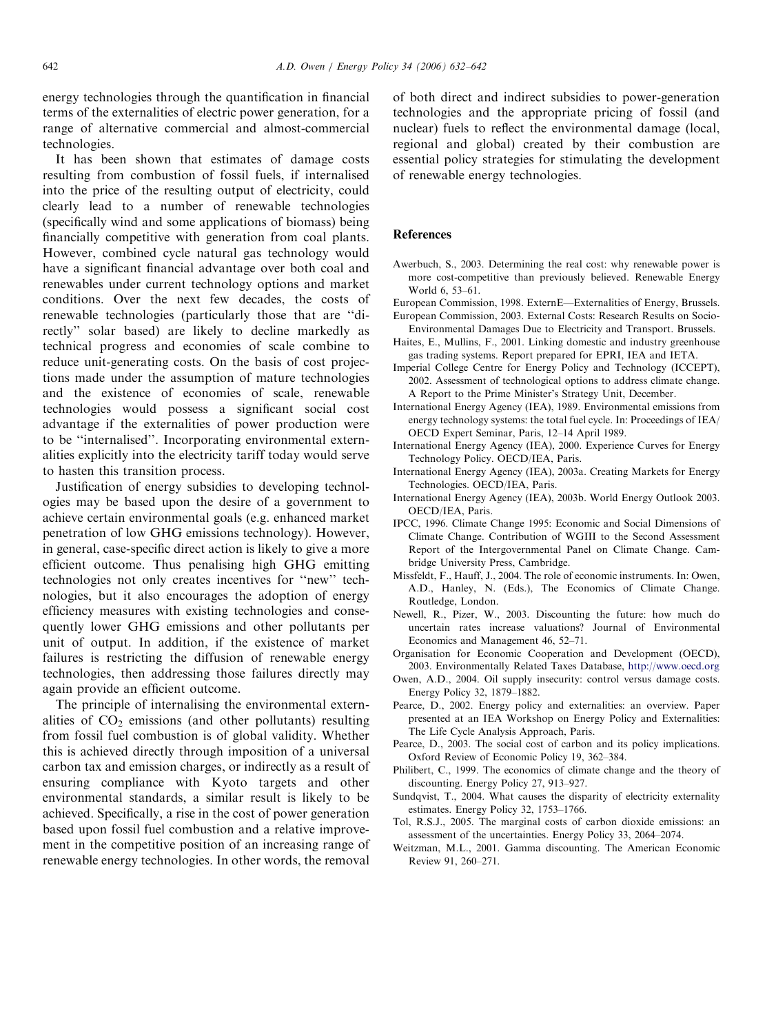energy technologies through the quantification in financial terms of the externalities of electric power generation, for a range of alternative commercial and almost-commercial technologies.

It has been shown that estimates of damage costs resulting from combustion of fossil fuels, if internalised into the price of the resulting output of electricity, could clearly lead to a number of renewable technologies (specifically wind and some applications of biomass) being financially competitive with generation from coal plants. However, combined cycle natural gas technology would have a significant financial advantage over both coal and renewables under current technology options and market conditions. Over the next few decades, the costs of renewable technologies (particularly those that are "directly" solar based) are likely to decline markedly as technical progress and economies of scale combine to reduce unit-generating costs. On the basis of cost projections made under the assumption of mature technologies and the existence of economies of scale, renewable technologies would possess a significant social cost advantage if the externalities of power production were to be "internalised". Incorporating environmental externalities explicitly into the electricity tariff today would serve to hasten this transition process.

Justification of energy subsidies to developing technologies may be based upon the desire of a government to achieve certain environmental goals (e.g. enhanced market penetration of low GHG emissions technology). However, in general, case-specific direct action is likely to give a more efficient outcome. Thus penalising high GHG emitting technologies not only creates incentives for "new" technologies, but it also encourages the adoption of energy efficiency measures with existing technologies and consequently lower GHG emissions and other pollutants per unit of output. In addition, if the existence of market failures is restricting the diffusion of renewable energy technologies, then addressing those failures directly may again provide an efficient outcome.

The principle of internalising the environmental externalities of $CO_2$ emissions (and other pollutants) resulting from fossil fuel combustion is of global validity. Whether this is achieved directly through imposition of a universal carbon tax and emission charges, or indirectly as a result of ensuring compliance with Kyoto targets and other environmental standards, a similar result is likely to be achieved. Specifically, a rise in the cost of power generation based upon fossil fuel combustion and a relative improvement in the competitive position of an increasing range of renewable energy technologies. In other words, the removal of both direct and indirect subsidies to power-generation technologies and the appropriate pricing of fossil (and nuclear) fuels to reflect the environmental damage (local, regional and global) created by their combustion are essential policy strategies for stimulating the development of renewable energy technologies.

## References

Awerbuch, S., 2003. Determining the real cost: why renewable power is more cost-competitive than previously believed. Renewable Energy World 6, 53–61.

European Commission, 1998. ExternE—Externalities of Energy, Brussels.

European Commission, 2003. External Costs: Research Results on Socio-Environmental Damages Due to Electricity and Transport. Brussels.

Haites, E., Mullins, F., 2001. Linking domestic and industry greenhouse gas trading systems. Report prepared for EPRI, IEA and IETA.

Imperial College Centre for Energy Policy and Technology (ICCEPT), 2002. Assessment of technological options to address climate change. A Report to the Prime Minister's Strategy Unit, December.

International Energy Agency (IEA), 1989. Environmental emissions from energy technology systems: the total fuel cycle. In: Proceedings of IEA/OECD Expert Seminar, Paris, 12–14 April 1989.

International Energy Agency (IEA), 2000. Experience Curves for Energy Technology Policy. OECD/IEA, Paris.

International Energy Agency (IEA), 2003a. Creating Markets for Energy Technologies. OECD/IEA, Paris.

International Energy Agency (IEA), 2003b. World Energy Outlook 2003. OECD/IEA, Paris.

IPCC, 1996. Climate Change 1995: Economic and Social Dimensions of Climate Change. Contribution of WGIII to the Second Assessment Report of the Intergovernmental Panel on Climate Change. Cambridge University Press, Cambridge.

Missfeldt, F., Hauff, J., 2004. The role of economic instruments. In: Owen, A.D., Hanley, N. (Eds.), The Economics of Climate Change. Routledge, London.

Newell, R., Pizer, W., 2003. Discounting the future: how much do uncertain rates increase valuations? Journal of Environmental Economics and Management 46, 52–71.

Organisation for Economic Cooperation and Development (OECD), 2003. Environmentally Related Taxes Database, http://www.oecd.org

Owen, A.D., 2004. Oil supply insecurity: control versus damage costs. Energy Policy 32, 1879–1882.

Pearce, D., 2002. Energy policy and externalities: an overview. Paper presented at an IEA Workshop on Energy Policy and Externalities: The Life Cycle Analysis Approach, Paris.

Pearce, D., 2003. The social cost of carbon and its policy implications. Oxford Review of Economic Policy 19, 362–384.

Philibert, C., 1999. The economics of climate change and the theory of discounting. Energy Policy 27, 913–927.

Sundqvist, T., 2004. What causes the disparity of electricity externality estimates. Energy Policy 32, 1753–1766.

Tol, R.S.J., 2005. The marginal costs of carbon dioxide emissions: an assessment of the uncertainties. Energy Policy 33, 2064–2074.

Weitzman, M.L., 2001. Gamma discounting. The American Economic Review 91, 260–271.